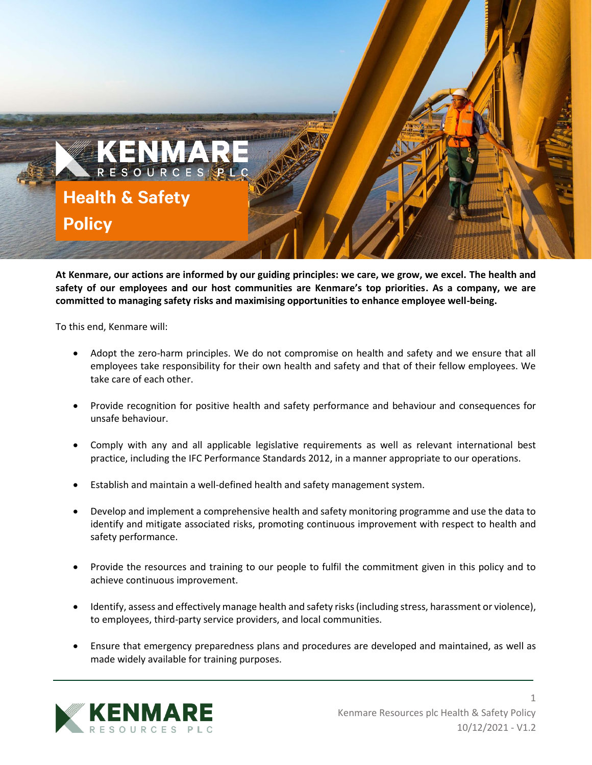# Health & Safety Policy

**At Kenmare, our actions are informed by our guiding principles: we care, we grow, we excel. The health and safety of our employees and our host communities are Kenmare's top priorities. As a company, we are committed to managing safety risks and maximising opportunities to enhance employee well-being.**

To this end, Kenmare will:

- Adopt the zero-harm principles. We do not compromise on health and safety and we ensure that all employees take responsibility for their own health and safety and that of their fellow employees. We take care of each other.
- Provide recognition for positive health and safety performance and behaviour and consequences for unsafe behaviour.
- Comply with any and all applicable legislative requirements as well as relevant international best practice, including the IFC Performance Standards 2012, in a manner appropriate to our operations.
- Establish and maintain a well-defined health and safety management system.
- Develop and implement a comprehensive health and safety monitoring programme and use the data to identify and mitigate associated risks, promoting continuous improvement with respect to health and safety performance.
- Provide the resources and training to our people to fulfil the commitment given in this policy and to achieve continuous improvement.
- Identify, assess and effectively manage health and safety risks (including stress, harassment or violence), to employees, third-party service providers, and local communities.
- Ensure that emergency preparedness plans and procedures are developed and maintained, as well as made widely available for training purposes.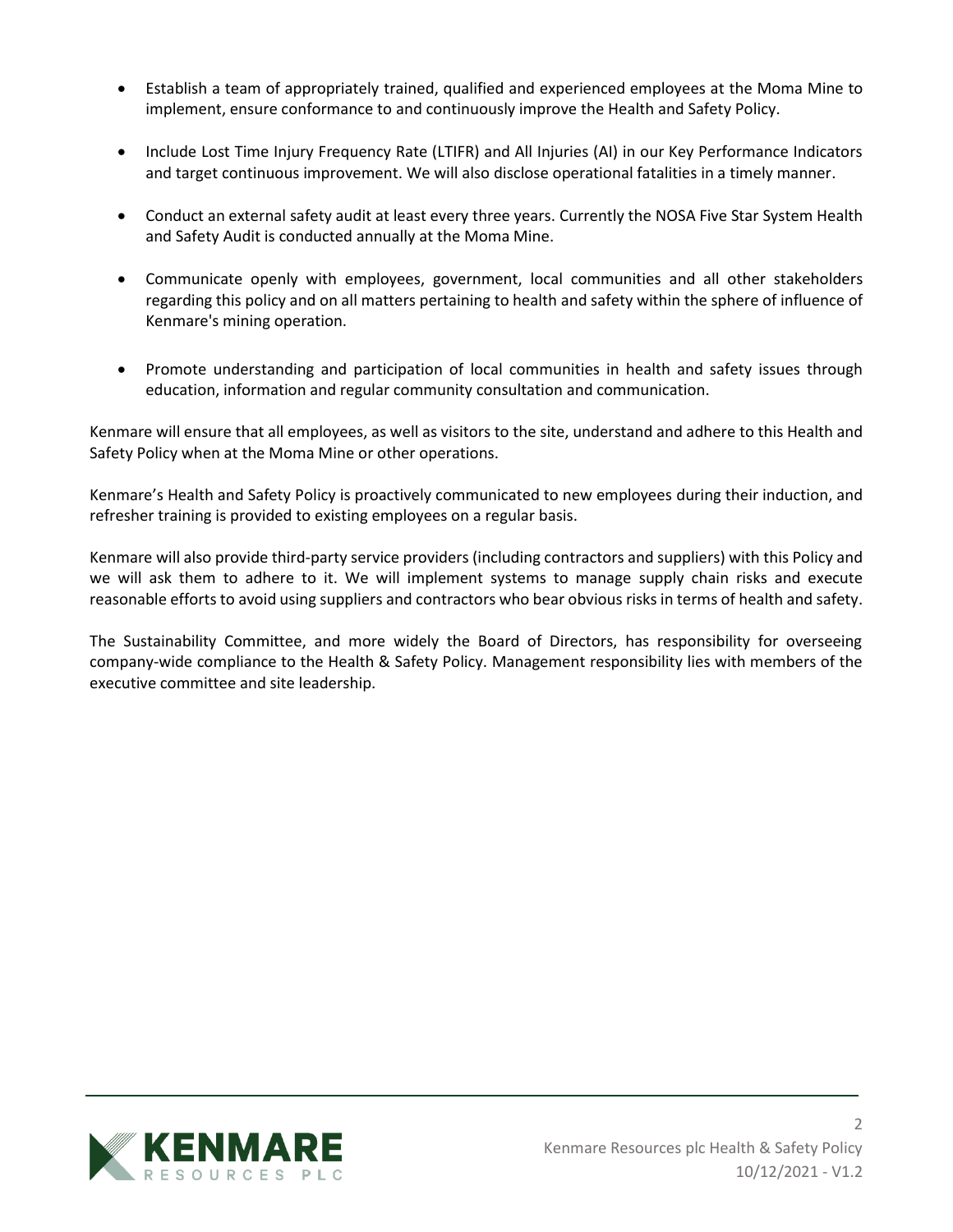- Establish a team of appropriately trained, qualified and experienced employees at the Moma Mine to implement, ensure conformance to and continuously improve the Health and Safety Policy.
- Include Lost Time Injury Frequency Rate (LTIFR) and All Injuries (AI) in our Key Performance Indicators and target continuous improvement. We will also disclose operational fatalities in a timely manner.
- Conduct an external safety audit at least every three years. Currently the NOSA Five Star System Health and Safety Audit is conducted annually at the Moma Mine.
- Communicate openly with employees, government, local communities and all other stakeholders regarding this policy and on all matters pertaining to health and safety within the sphere of influence of Kenmare's mining operation.
- Promote understanding and participation of local communities in health and safety issues through education, information and regular community consultation and communication.

Kenmare will ensure that all employees, as well as visitors to the site, understand and adhere to this Health and Safety Policy when at the Moma Mine or other operations.

Kenmare's Health and Safety Policy is proactively communicated to new employees during their induction, and refresher training is provided to existing employees on a regular basis.

Kenmare will also provide third-party service providers (including contractors and suppliers) with this Policy and we will ask them to adhere to it. We will implement systems to manage supply chain risks and execute reasonable efforts to avoid using suppliers and contractors who bear obvious risks in terms of health and safety.

The Sustainability Committee, and more widely the Board of Directors, has responsibility for overseeing company-wide compliance to the Health & Safety Policy. Management responsibility lies with members of the executive committee and site leadership.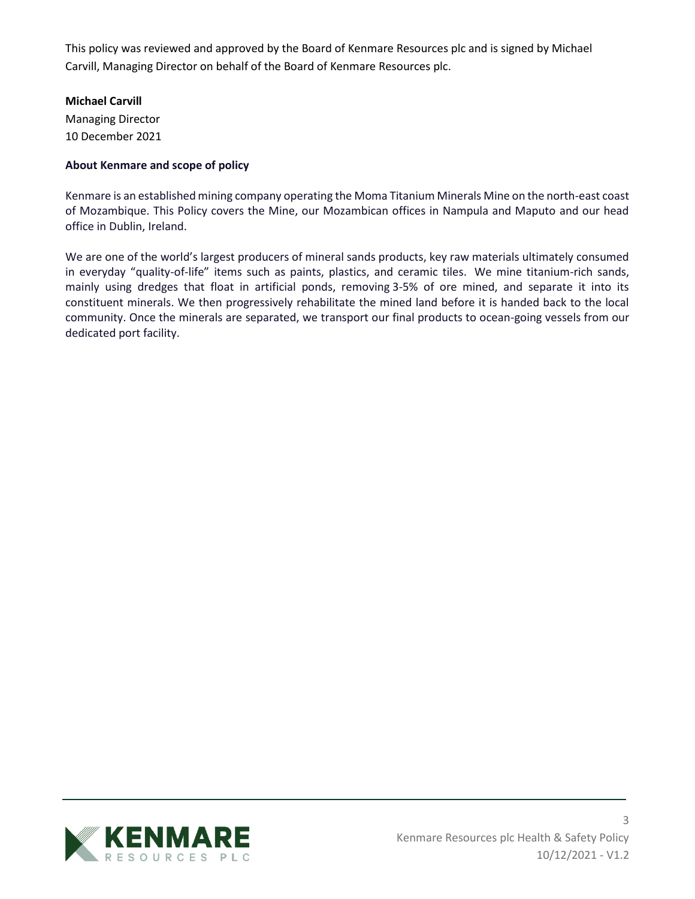This policy was reviewed and approved by the Board of Kenmare Resources plc and is signed by Michael Carvill, Managing Director on behalf of the Board of Kenmare Resources plc.

**Michael Carvill**
Managing Director
10 December 2021

**About Kenmare and scope of policy**

Kenmare is an established mining company operating the Moma Titanium Minerals Mine on the north-east coast of Mozambique. This Policy covers the Mine, our Mozambican offices in Nampula and Maputo and our head office in Dublin, Ireland.

We are one of the world's largest producers of mineral sands products, key raw materials ultimately consumed in everyday "quality-of-life" items such as paints, plastics, and ceramic tiles. We mine titanium-rich sands, mainly using dredges that float in artificial ponds, removing 3-5% of ore mined, and separate it into its constituent minerals. We then progressively rehabilitate the mined land before it is handed back to the local community. Once the minerals are separated, we transport our final products to ocean-going vessels from our dedicated port facility.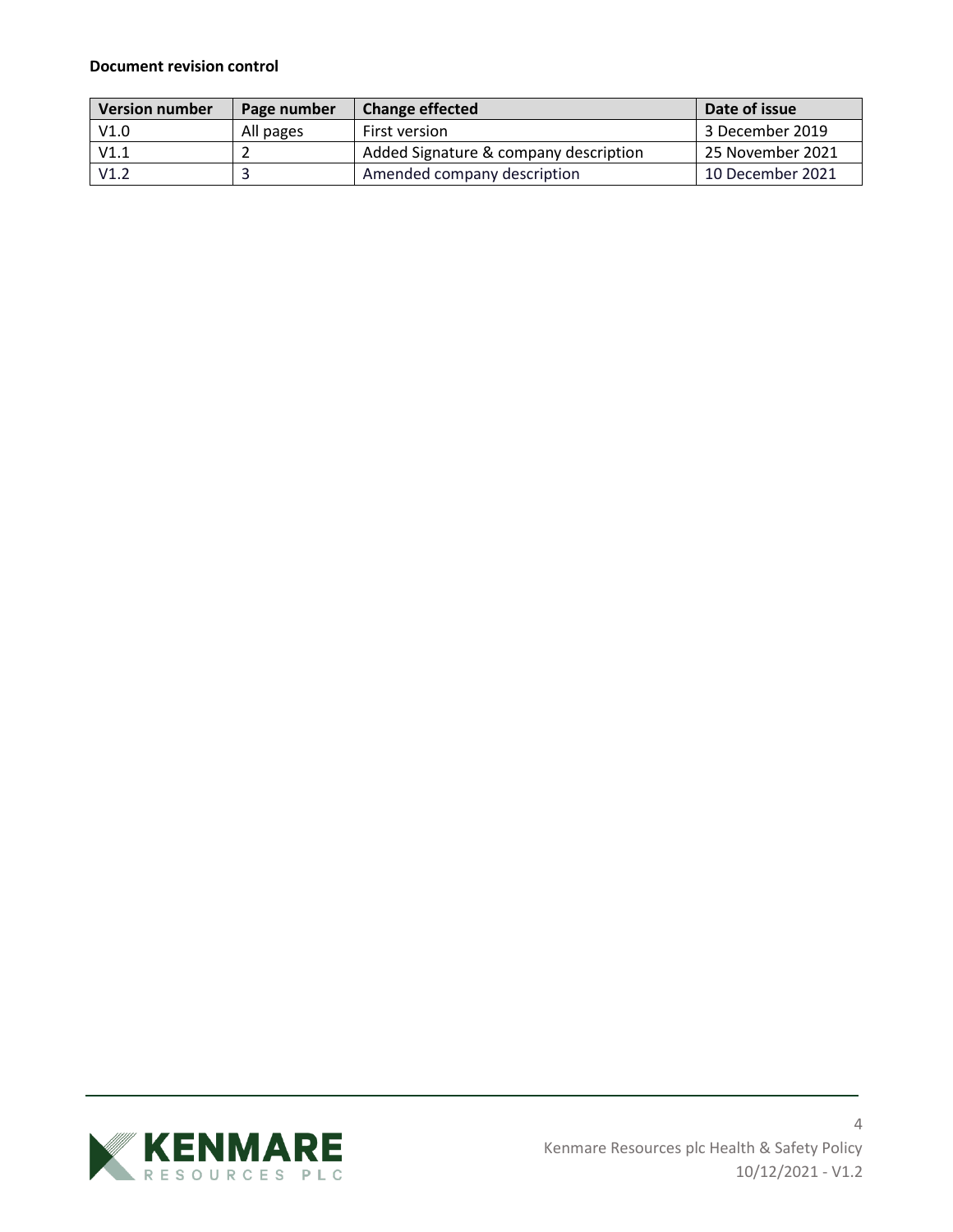**Document revision control**

| Version number | Page number | Change effected | Date of issue |
| --- | --- | --- | --- |
| V1.0 | All pages | First version | 3 December 2019 |
| V1.1 | 2 | Added Signature & company description | 25 November 2021 |
| V1.2 | 3 | Amended company description | 10 December 2021 |